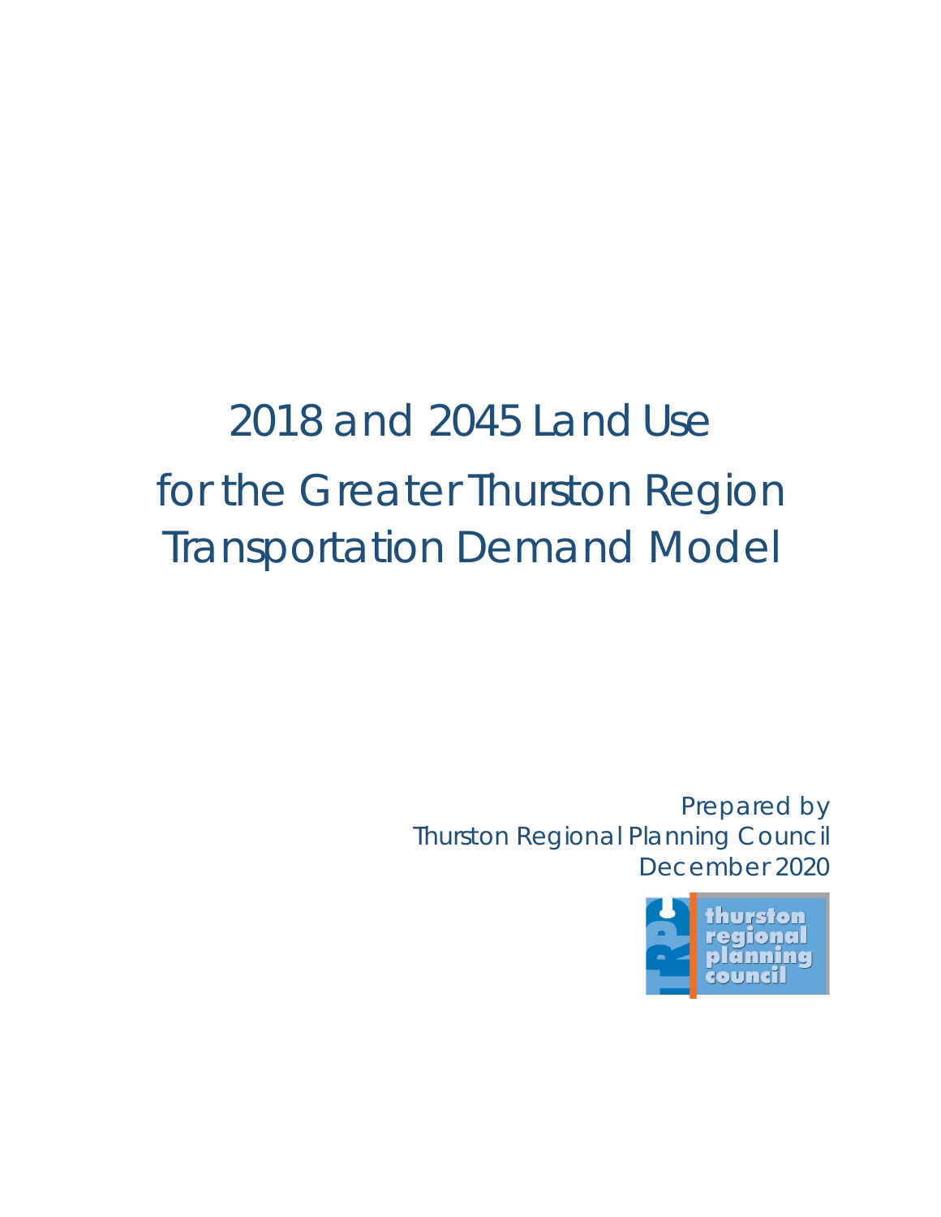# 2018 and 2045 Land Use for the Greater Thurston Region Transportation Demand Model

Prepared by
Thurston Regional Planning Council
December 2020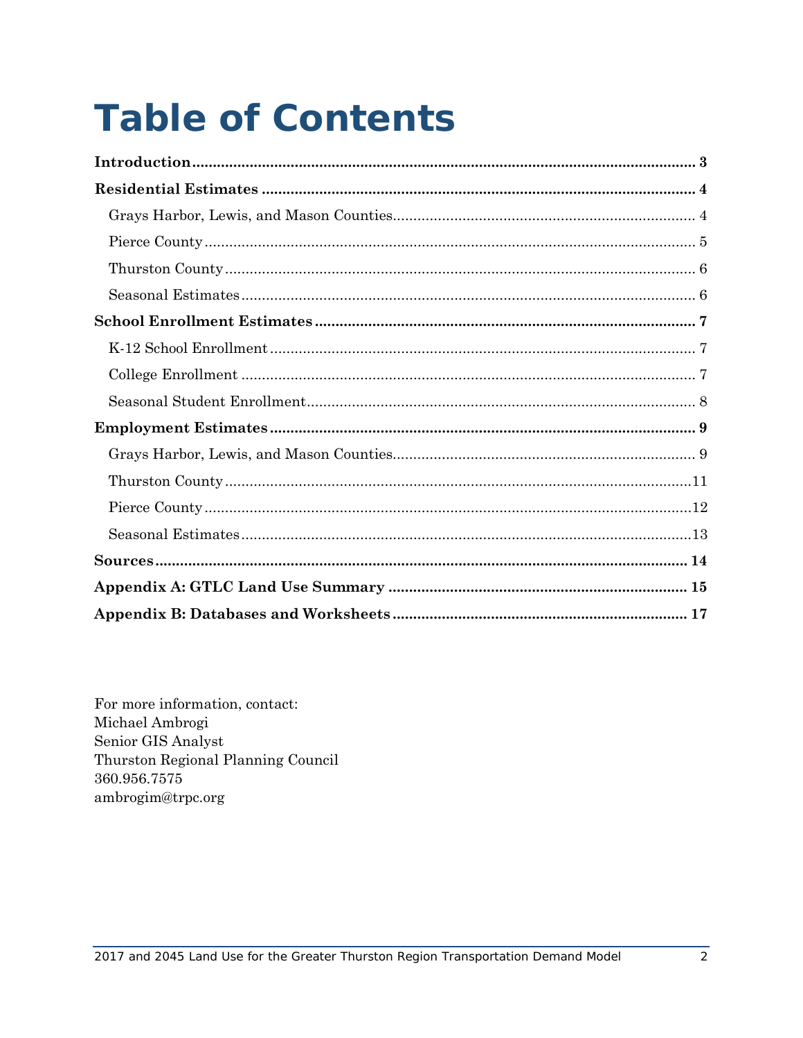# Table of Contents

**Introduction** ........................................ **3**

**Residential Estimates** ........................................ **4**

- Grays Harbor, Lewis, and Mason Counties ........................................ 4
- Pierce County ........................................ 5
- Thurston County ........................................ 6
- Seasonal Estimates ........................................ 6

**School Enrollment Estimates** ........................................ **7**

- K-12 School Enrollment ........................................ 7
- College Enrollment ........................................ 7
- Seasonal Student Enrollment ........................................ 8

**Employment Estimates** ........................................ **9**

- Grays Harbor, Lewis, and Mason Counties ........................................ 9
- Thurston County ........................................ 11
- Pierce County ........................................ 12
- Seasonal Estimates ........................................ 13

**Sources** ........................................ **14**

**Appendix A: GTLC Land Use Summary** ........................................ **15**

**Appendix B: Databases and Worksheets** ........................................ **17**

For more information, contact:
Michael Ambrogi
Senior GIS Analyst
Thurston Regional Planning Council
360.956.7575
ambrogim@trpc.org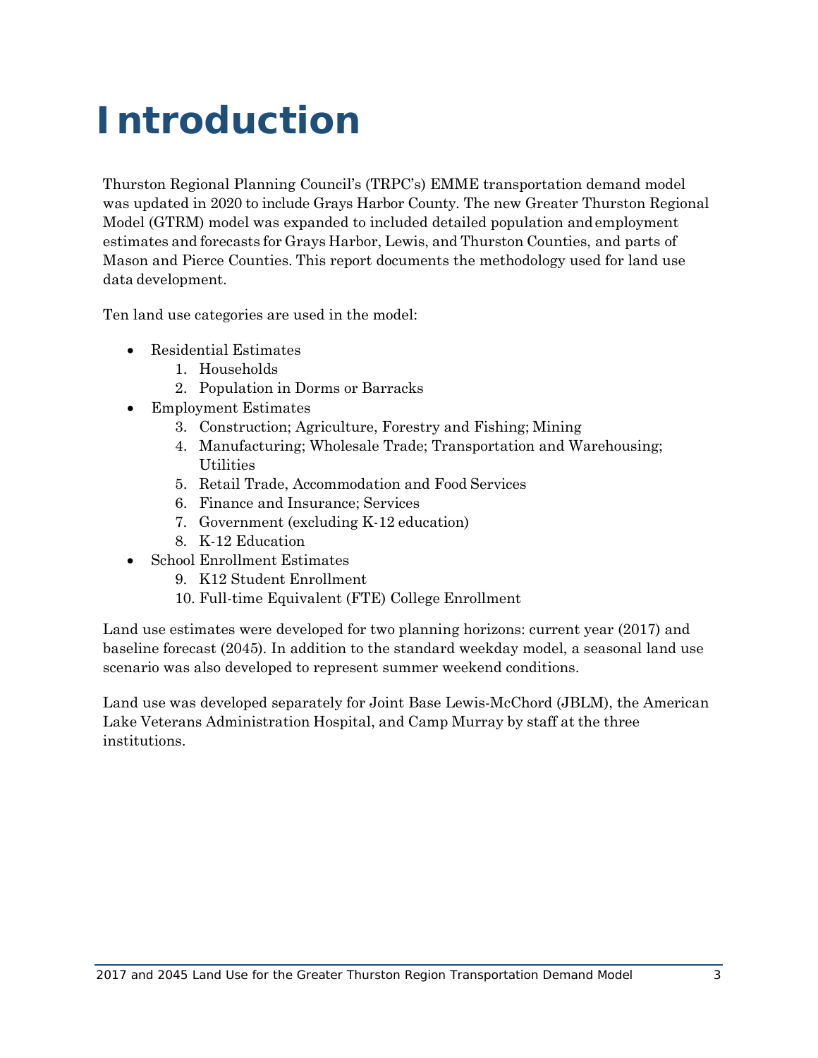# Introduction

Thurston Regional Planning Council's (TRPC's) EMME transportation demand model was updated in 2020 to include Grays Harbor County. The new Greater Thurston Regional Model (GTRM) model was expanded to included detailed population and employment estimates and forecasts for Grays Harbor, Lewis, and Thurston Counties, and parts of Mason and Pierce Counties. This report documents the methodology used for land use data development.

Ten land use categories are used in the model:

- Residential Estimates
  1. Households
  2. Population in Dorms or Barracks
- Employment Estimates
  3. Construction; Agriculture, Forestry and Fishing; Mining
  4. Manufacturing; Wholesale Trade; Transportation and Warehousing; Utilities
  5. Retail Trade, Accommodation and Food Services
  6. Finance and Insurance; Services
  7. Government (excluding K-12 education)
  8. K-12 Education
- School Enrollment Estimates
  9. K12 Student Enrollment
  10. Full-time Equivalent (FTE) College Enrollment

Land use estimates were developed for two planning horizons: current year (2017) and baseline forecast (2045). In addition to the standard weekday model, a seasonal land use scenario was also developed to represent summer weekend conditions.

Land use was developed separately for Joint Base Lewis-McChord (JBLM), the American Lake Veterans Administration Hospital, and Camp Murray by staff at the three institutions.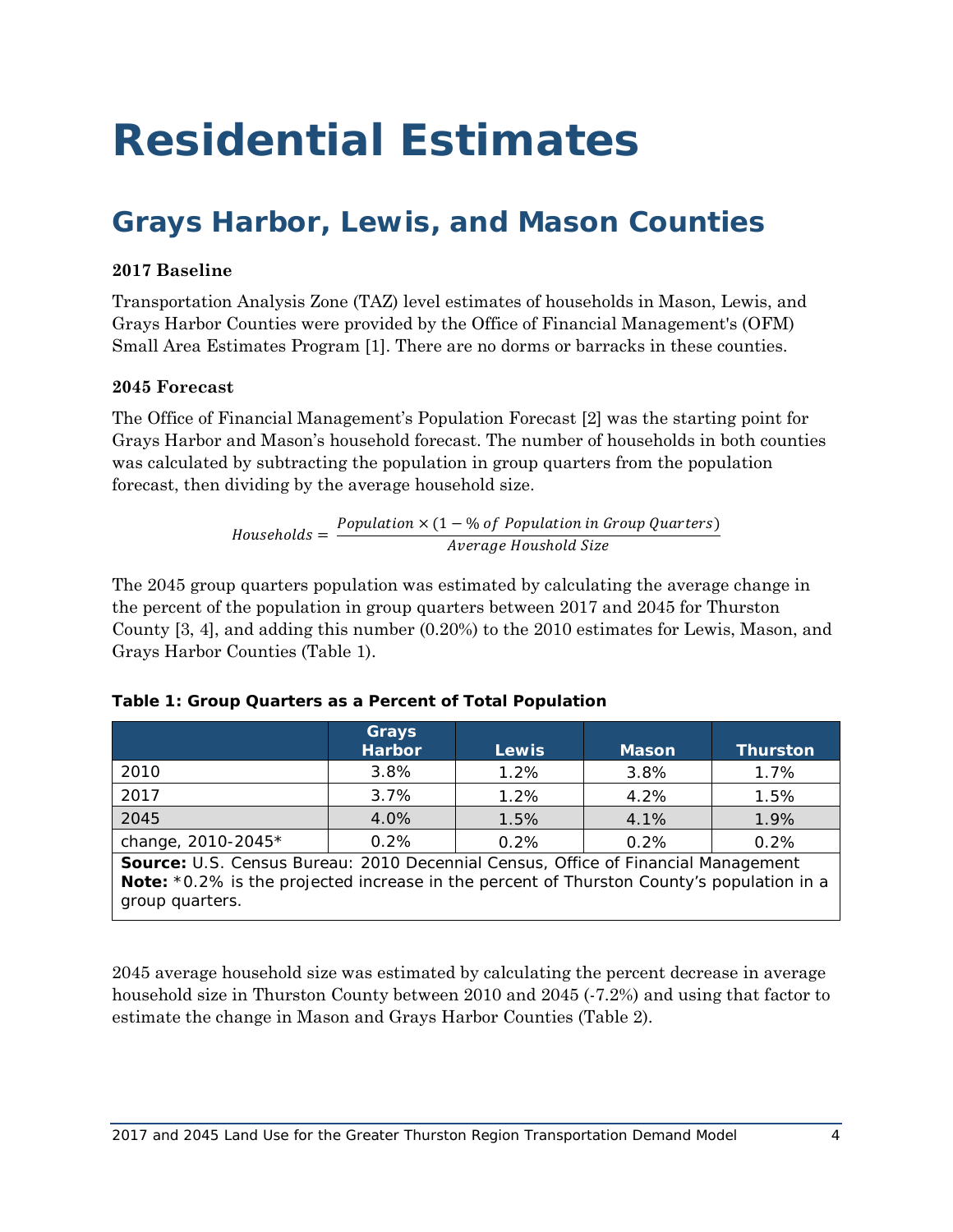# Residential Estimates

## Grays Harbor, Lewis, and Mason Counties

**2017 Baseline**

Transportation Analysis Zone (TAZ) level estimates of households in Mason, Lewis, and Grays Harbor Counties were provided by the Office of Financial Management's (OFM) Small Area Estimates Program [1]. There are no dorms or barracks in these counties.

**2045 Forecast**

The Office of Financial Management's Population Forecast [2] was the starting point for Grays Harbor and Mason's household forecast. The number of households in both counties was calculated by subtracting the population in group quarters from the population forecast, then dividing by the average household size.

$$Households = \frac{Population \times (1 - \%\ of\ Population\ in\ Group\ Quarters)}{Average\ Houshold\ Size}$$

The 2045 group quarters population was estimated by calculating the average change in the percent of the population in group quarters between 2017 and 2045 for Thurston County [3, 4], and adding this number (0.20%) to the 2010 estimates for Lewis, Mason, and Grays Harbor Counties (Table 1).

**Table 1: Group Quarters as a Percent of Total Population**

| | Grays Harbor | Lewis | Mason | Thurston |
|---|---|---|---|---|
| 2010 | 3.8% | 1.2% | 3.8% | 1.7% |
| 2017 | 3.7% | 1.2% | 4.2% | 1.5% |
| 2045 | 4.0% | 1.5% | 4.1% | 1.9% |
| change, 2010-2045* | 0.2% | 0.2% | 0.2% | 0.2% |

**Source:** U.S. Census Bureau: 2010 Decennial Census, Office of Financial Management
**Note:** *0.2% is the projected increase in the percent of Thurston County's population in a group quarters.

2045 average household size was estimated by calculating the percent decrease in average household size in Thurston County between 2010 and 2045 (-7.2%) and using that factor to estimate the change in Mason and Grays Harbor Counties (Table 2).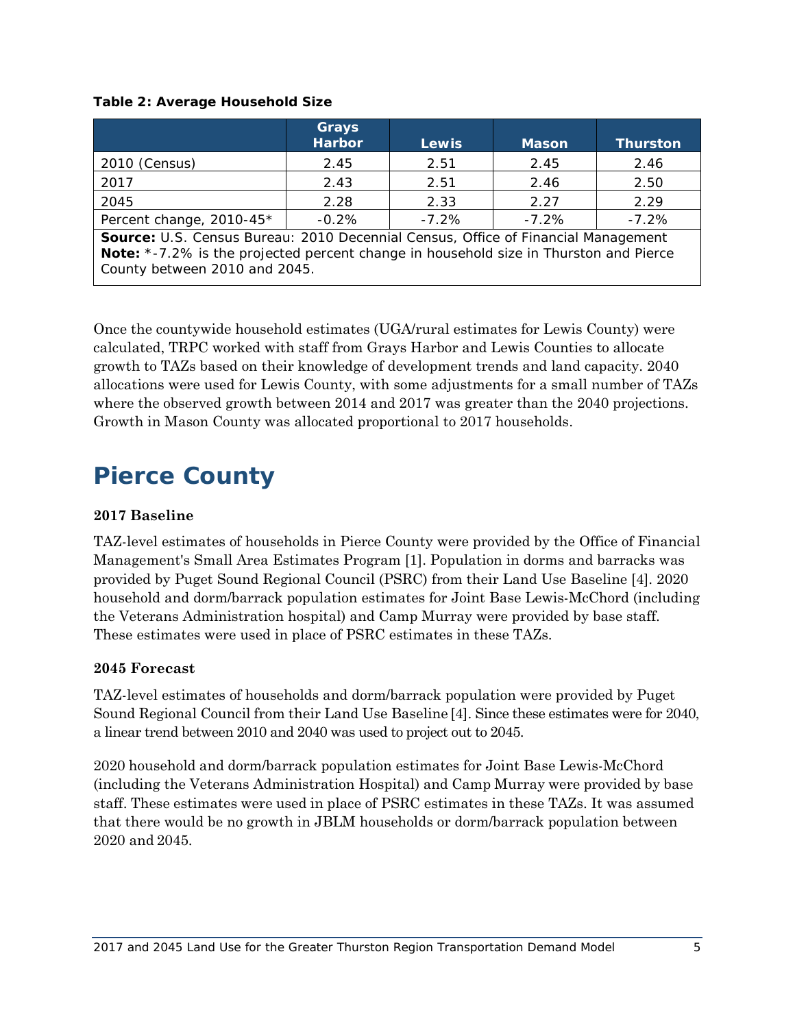**Table 2: Average Household Size**

| | Grays Harbor | Lewis | Mason | Thurston |
|---|---|---|---|---|
| 2010 (Census) | 2.45 | 2.51 | 2.45 | 2.46 |
| 2017 | 2.43 | 2.51 | 2.46 | 2.50 |
| 2045 | 2.28 | 2.33 | 2.27 | 2.29 |
| Percent change, 2010-45* | -0.2% | -7.2% | -7.2% | -7.2% |

**Source:** U.S. Census Bureau: 2010 Decennial Census, Office of Financial Management
**Note:** *-7.2% is the projected percent change in household size in Thurston and Pierce County between 2010 and 2045.

Once the countywide household estimates (UGA/rural estimates for Lewis County) were calculated, TRPC worked with staff from Grays Harbor and Lewis Counties to allocate growth to TAZs based on their knowledge of development trends and land capacity. 2040 allocations were used for Lewis County, with some adjustments for a small number of TAZs where the observed growth between 2014 and 2017 was greater than the 2040 projections. Growth in Mason County was allocated proportional to 2017 households.

# Pierce County

### 2017 Baseline

TAZ-level estimates of households in Pierce County were provided by the Office of Financial Management's Small Area Estimates Program [1]. Population in dorms and barracks was provided by Puget Sound Regional Council (PSRC) from their Land Use Baseline [4]. 2020 household and dorm/barrack population estimates for Joint Base Lewis-McChord (including the Veterans Administration hospital) and Camp Murray were provided by base staff. These estimates were used in place of PSRC estimates in these TAZs.

### 2045 Forecast

TAZ-level estimates of households and dorm/barrack population were provided by Puget Sound Regional Council from their Land Use Baseline [4]. Since these estimates were for 2040, a linear trend between 2010 and 2040 was used to project out to 2045.

2020 household and dorm/barrack population estimates for Joint Base Lewis-McChord (including the Veterans Administration Hospital) and Camp Murray were provided by base staff. These estimates were used in place of PSRC estimates in these TAZs. It was assumed that there would be no growth in JBLM households or dorm/barrack population between 2020 and 2045.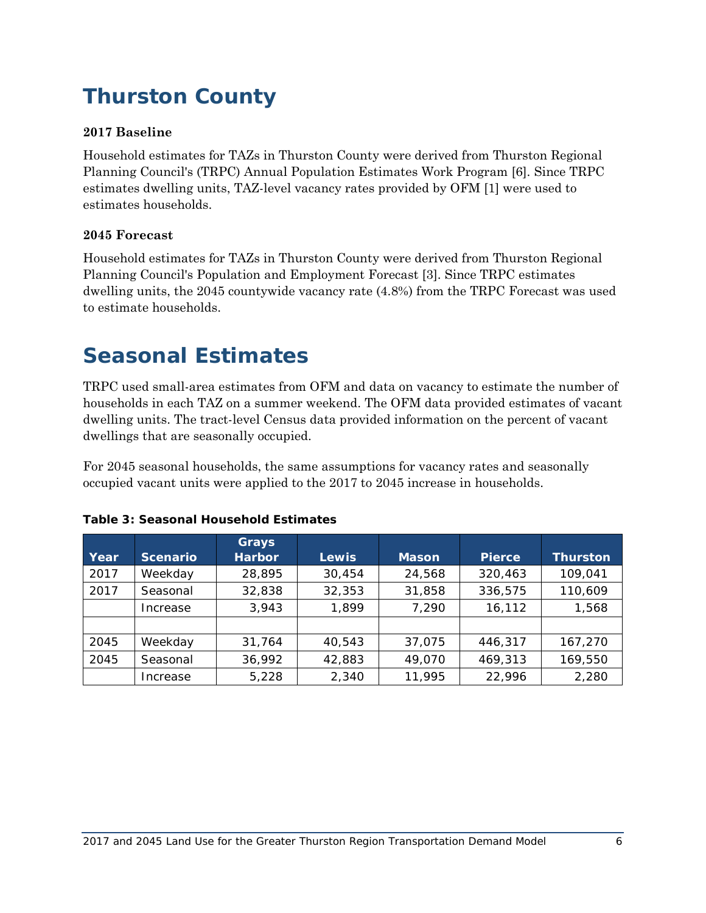# Thurston County

### 2017 Baseline

Household estimates for TAZs in Thurston County were derived from Thurston Regional Planning Council's (TRPC) Annual Population Estimates Work Program [6]. Since TRPC estimates dwelling units, TAZ-level vacancy rates provided by OFM [1] were used to estimates households.

### 2045 Forecast

Household estimates for TAZs in Thurston County were derived from Thurston Regional Planning Council's Population and Employment Forecast [3]. Since TRPC estimates dwelling units, the 2045 countywide vacancy rate (4.8%) from the TRPC Forecast was used to estimate households.

# Seasonal Estimates

TRPC used small-area estimates from OFM and data on vacancy to estimate the number of households in each TAZ on a summer weekend. The OFM data provided estimates of vacant dwelling units. The tract-level Census data provided information on the percent of vacant dwellings that are seasonally occupied.

For 2045 seasonal households, the same assumptions for vacancy rates and seasonally occupied vacant units were applied to the 2017 to 2045 increase in households.

**Table 3: Seasonal Household Estimates**

| Year | Scenario | Grays Harbor | Lewis | Mason | Pierce | Thurston |
|---|---|---|---|---|---|---|
| 2017 | Weekday | 28,895 | 30,454 | 24,568 | 320,463 | 109,041 |
| 2017 | Seasonal | 32,838 | 32,353 | 31,858 | 336,575 | 110,609 |
| | Increase | 3,943 | 1,899 | 7,290 | 16,112 | 1,568 |
| | | | | | | |
| 2045 | Weekday | 31,764 | 40,543 | 37,075 | 446,317 | 167,270 |
| 2045 | Seasonal | 36,992 | 42,883 | 49,070 | 469,313 | 169,550 |
| | Increase | 5,228 | 2,340 | 11,995 | 22,996 | 2,280 |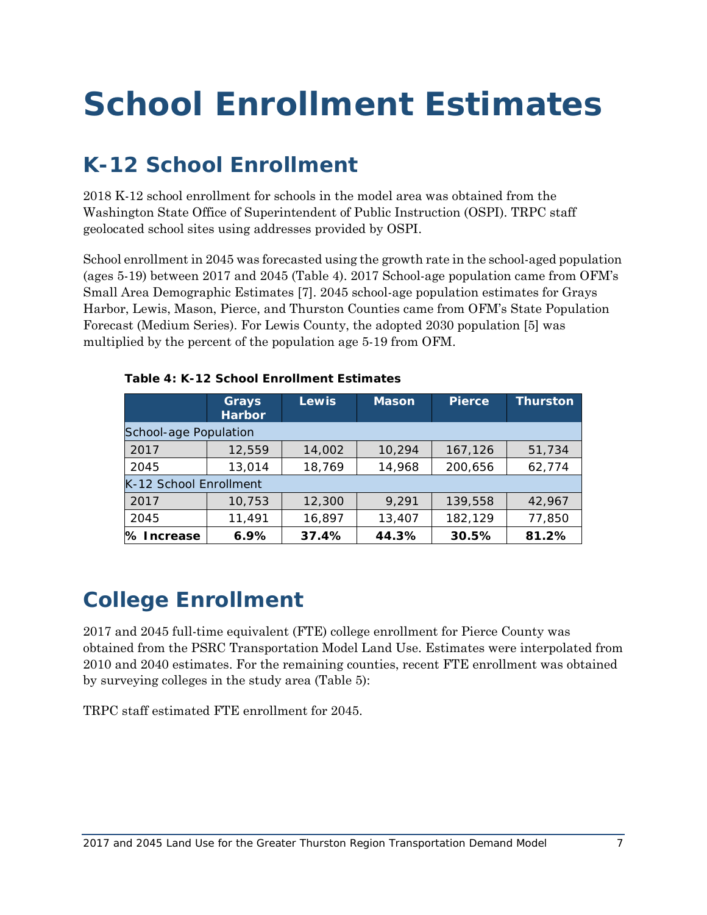# School Enrollment Estimates

## K-12 School Enrollment

2018 K-12 school enrollment for schools in the model area was obtained from the Washington State Office of Superintendent of Public Instruction (OSPI). TRPC staff geolocated school sites using addresses provided by OSPI.

School enrollment in 2045 was forecasted using the growth rate in the school-aged population (ages 5-19) between 2017 and 2045 (Table 4). 2017 School-age population came from OFM's Small Area Demographic Estimates [7]. 2045 school-age population estimates for Grays Harbor, Lewis, Mason, Pierce, and Thurston Counties came from OFM's State Population Forecast (Medium Series). For Lewis County, the adopted 2030 population [5] was multiplied by the percent of the population age 5-19 from OFM.

**Table 4: K-12 School Enrollment Estimates**

| | Grays Harbor | Lewis | Mason | Pierce | Thurston |
|---|---|---|---|---|---|
| School-age Population | | | | | |
| 2017 | 12,559 | 14,002 | 10,294 | 167,126 | 51,734 |
| 2045 | 13,014 | 18,769 | 14,968 | 200,656 | 62,774 |
| K-12 School Enrollment | | | | | |
| 2017 | 10,753 | 12,300 | 9,291 | 139,558 | 42,967 |
| 2045 | 11,491 | 16,897 | 13,407 | 182,129 | 77,850 |
| **% Increase** | **6.9%** | **37.4%** | **44.3%** | **30.5%** | **81.2%** |

## College Enrollment

2017 and 2045 full-time equivalent (FTE) college enrollment for Pierce County was obtained from the PSRC Transportation Model Land Use. Estimates were interpolated from 2010 and 2040 estimates. For the remaining counties, recent FTE enrollment was obtained by surveying colleges in the study area (Table 5):

TRPC staff estimated FTE enrollment for 2045.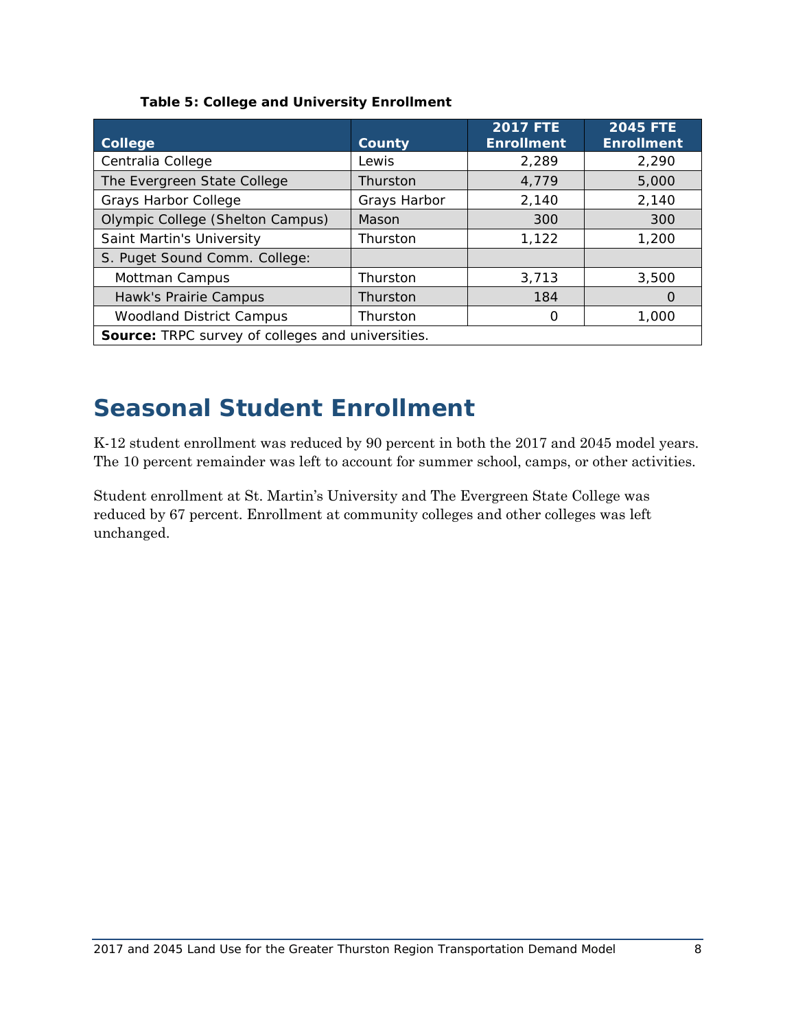**Table 5: College and University Enrollment**

| College | County | 2017 FTE Enrollment | 2045 FTE Enrollment |
|---|---|---|---|
| Centralia College | Lewis | 2,289 | 2,290 |
| The Evergreen State College | Thurston | 4,779 | 5,000 |
| Grays Harbor College | Grays Harbor | 2,140 | 2,140 |
| Olympic College (Shelton Campus) | Mason | 300 | 300 |
| Saint Martin's University | Thurston | 1,122 | 1,200 |
| S. Puget Sound Comm. College: | | | |
| Mottman Campus | Thurston | 3,713 | 3,500 |
| Hawk's Prairie Campus | Thurston | 184 | 0 |
| Woodland District Campus | Thurston | 0 | 1,000 |

**Source:** TRPC survey of colleges and universities.

# Seasonal Student Enrollment

K-12 student enrollment was reduced by 90 percent in both the 2017 and 2045 model years. The 10 percent remainder was left to account for summer school, camps, or other activities.

Student enrollment at St. Martin's University and The Evergreen State College was reduced by 67 percent. Enrollment at community colleges and other colleges was left unchanged.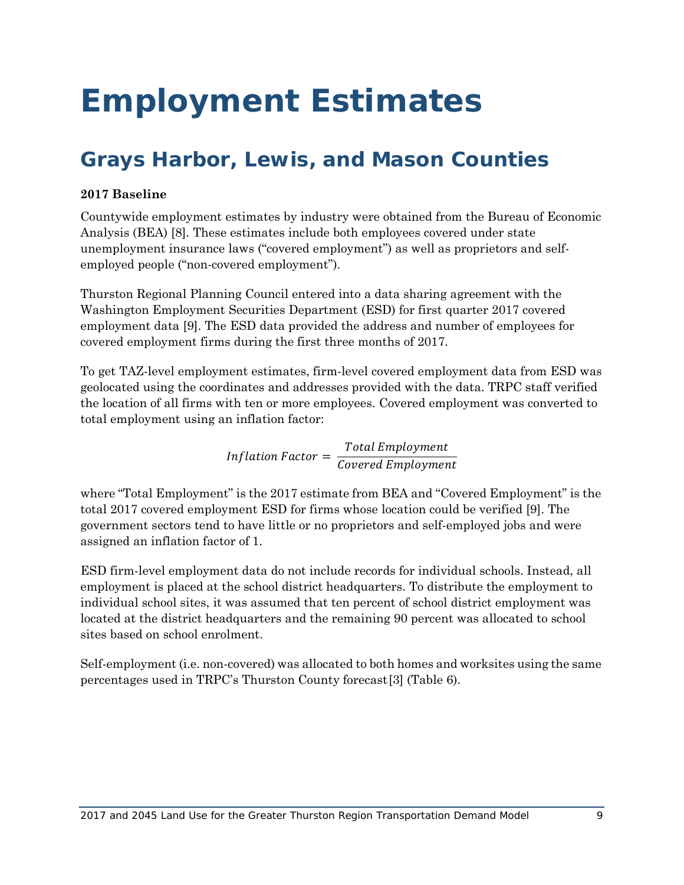# Employment Estimates

## Grays Harbor, Lewis, and Mason Counties

**2017 Baseline**

Countywide employment estimates by industry were obtained from the Bureau of Economic Analysis (BEA) [8]. These estimates include both employees covered under state unemployment insurance laws ("covered employment") as well as proprietors and self-employed people ("non-covered employment").

Thurston Regional Planning Council entered into a data sharing agreement with the Washington Employment Securities Department (ESD) for first quarter 2017 covered employment data [9]. The ESD data provided the address and number of employees for covered employment firms during the first three months of 2017.

To get TAZ-level employment estimates, firm-level covered employment data from ESD was geolocated using the coordinates and addresses provided with the data. TRPC staff verified the location of all firms with ten or more employees. Covered employment was converted to total employment using an inflation factor:

$$Inflation\ Factor = \frac{Total\ Employment}{Covered\ Employment}$$

where "Total Employment" is the 2017 estimate from BEA and "Covered Employment" is the total 2017 covered employment ESD for firms whose location could be verified [9]. The government sectors tend to have little or no proprietors and self-employed jobs and were assigned an inflation factor of 1.

ESD firm-level employment data do not include records for individual schools. Instead, all employment is placed at the school district headquarters. To distribute the employment to individual school sites, it was assumed that ten percent of school district employment was located at the district headquarters and the remaining 90 percent was allocated to school sites based on school enrolment.

Self-employment (i.e. non-covered) was allocated to both homes and worksites using the same percentages used in TRPC's Thurston County forecast[3] (Table 6).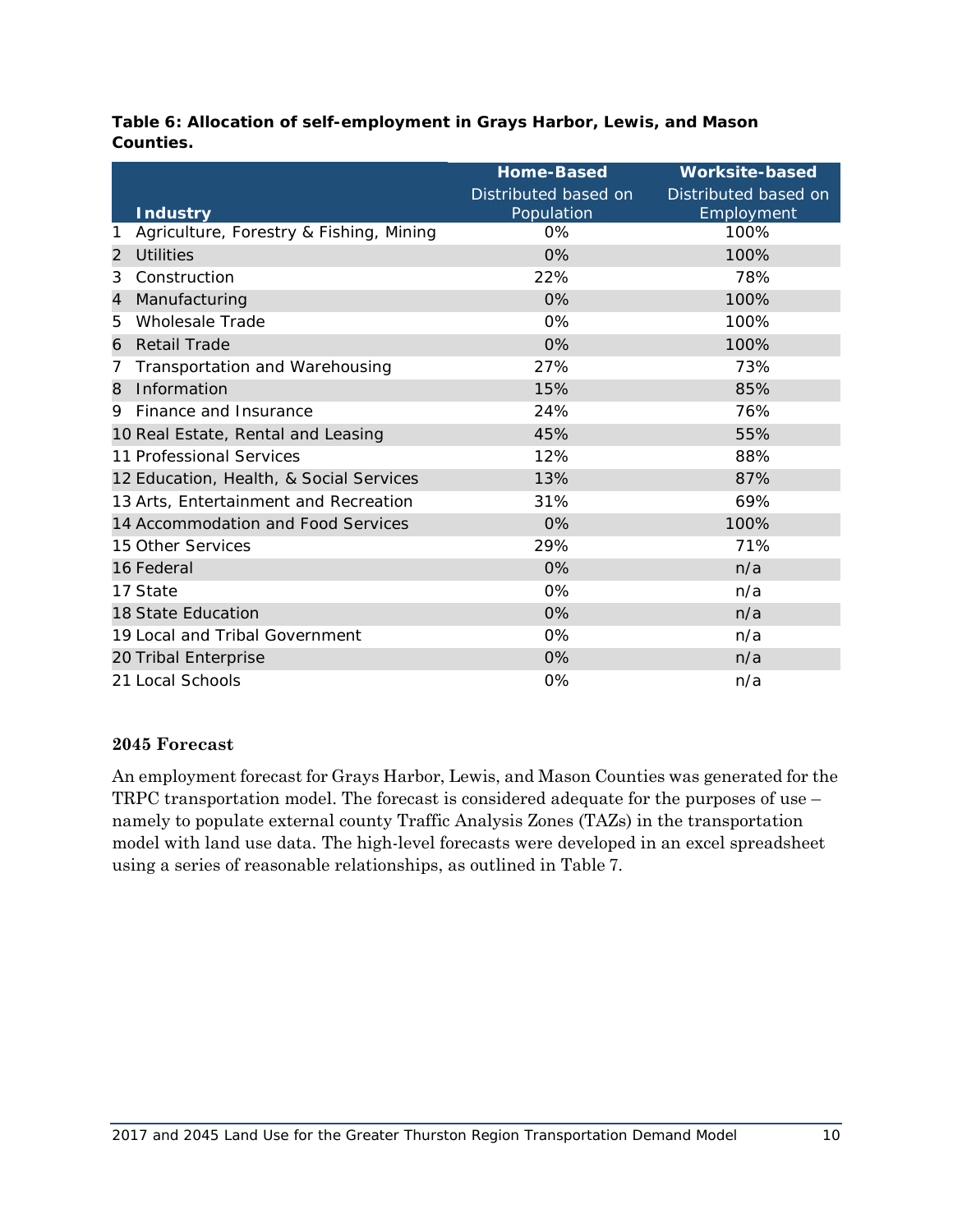**Table 6: Allocation of self-employment in Grays Harbor, Lewis, and Mason Counties.**

| Industry | Home-Based<br>Distributed based on Population | Worksite-based<br>Distributed based on Employment |
|---|---|---|
| 1 Agriculture, Forestry & Fishing, Mining | 0% | 100% |
| 2 Utilities | 0% | 100% |
| 3 Construction | 22% | 78% |
| 4 Manufacturing | 0% | 100% |
| 5 Wholesale Trade | 0% | 100% |
| 6 Retail Trade | 0% | 100% |
| 7 Transportation and Warehousing | 27% | 73% |
| 8 Information | 15% | 85% |
| 9 Finance and Insurance | 24% | 76% |
| 10 Real Estate, Rental and Leasing | 45% | 55% |
| 11 Professional Services | 12% | 88% |
| 12 Education, Health, & Social Services | 13% | 87% |
| 13 Arts, Entertainment and Recreation | 31% | 69% |
| 14 Accommodation and Food Services | 0% | 100% |
| 15 Other Services | 29% | 71% |
| 16 Federal | 0% | n/a |
| 17 State | 0% | n/a |
| 18 State Education | 0% | n/a |
| 19 Local and Tribal Government | 0% | n/a |
| 20 Tribal Enterprise | 0% | n/a |
| 21 Local Schools | 0% | n/a |

### 2045 Forecast

An employment forecast for Grays Harbor, Lewis, and Mason Counties was generated for the TRPC transportation model. The forecast is considered adequate for the purposes of use – namely to populate external county Traffic Analysis Zones (TAZs) in the transportation model with land use data. The high-level forecasts were developed in an excel spreadsheet using a series of reasonable relationships, as outlined in Table 7.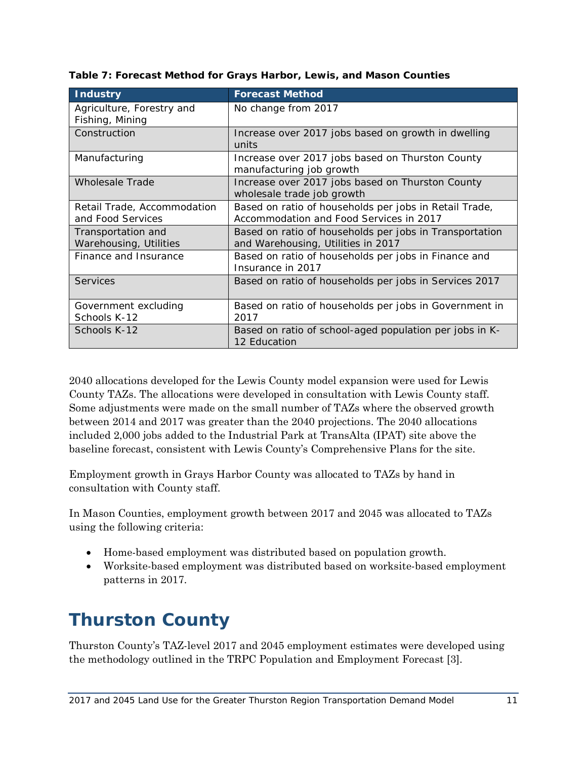**Table 7: Forecast Method for Grays Harbor, Lewis, and Mason Counties**

| Industry | Forecast Method |
|---|---|
| Agriculture, Forestry and Fishing, Mining | No change from 2017 |
| Construction | Increase over 2017 jobs based on growth in dwelling units |
| Manufacturing | Increase over 2017 jobs based on Thurston County manufacturing job growth |
| Wholesale Trade | Increase over 2017 jobs based on Thurston County wholesale trade job growth |
| Retail Trade, Accommodation and Food Services | Based on ratio of households per jobs in Retail Trade, Accommodation and Food Services in 2017 |
| Transportation and Warehousing, Utilities | Based on ratio of households per jobs in Transportation and Warehousing, Utilities in 2017 |
| Finance and Insurance | Based on ratio of households per jobs in Finance and Insurance in 2017 |
| Services | Based on ratio of households per jobs in Services 2017 |
| Government excluding Schools K-12 | Based on ratio of households per jobs in Government in 2017 |
| Schools K-12 | Based on ratio of school-aged population per jobs in K-12 Education |

2040 allocations developed for the Lewis County model expansion were used for Lewis County TAZs. The allocations were developed in consultation with Lewis County staff. Some adjustments were made on the small number of TAZs where the observed growth between 2014 and 2017 was greater than the 2040 projections. The 2040 allocations included 2,000 jobs added to the Industrial Park at TransAlta (IPAT) site above the baseline forecast, consistent with Lewis County's Comprehensive Plans for the site.

Employment growth in Grays Harbor County was allocated to TAZs by hand in consultation with County staff.

In Mason Counties, employment growth between 2017 and 2045 was allocated to TAZs using the following criteria:

- Home-based employment was distributed based on population growth.
- Worksite-based employment was distributed based on worksite-based employment patterns in 2017.

# Thurston County

Thurston County's TAZ-level 2017 and 2045 employment estimates were developed using the methodology outlined in the TRPC Population and Employment Forecast [3].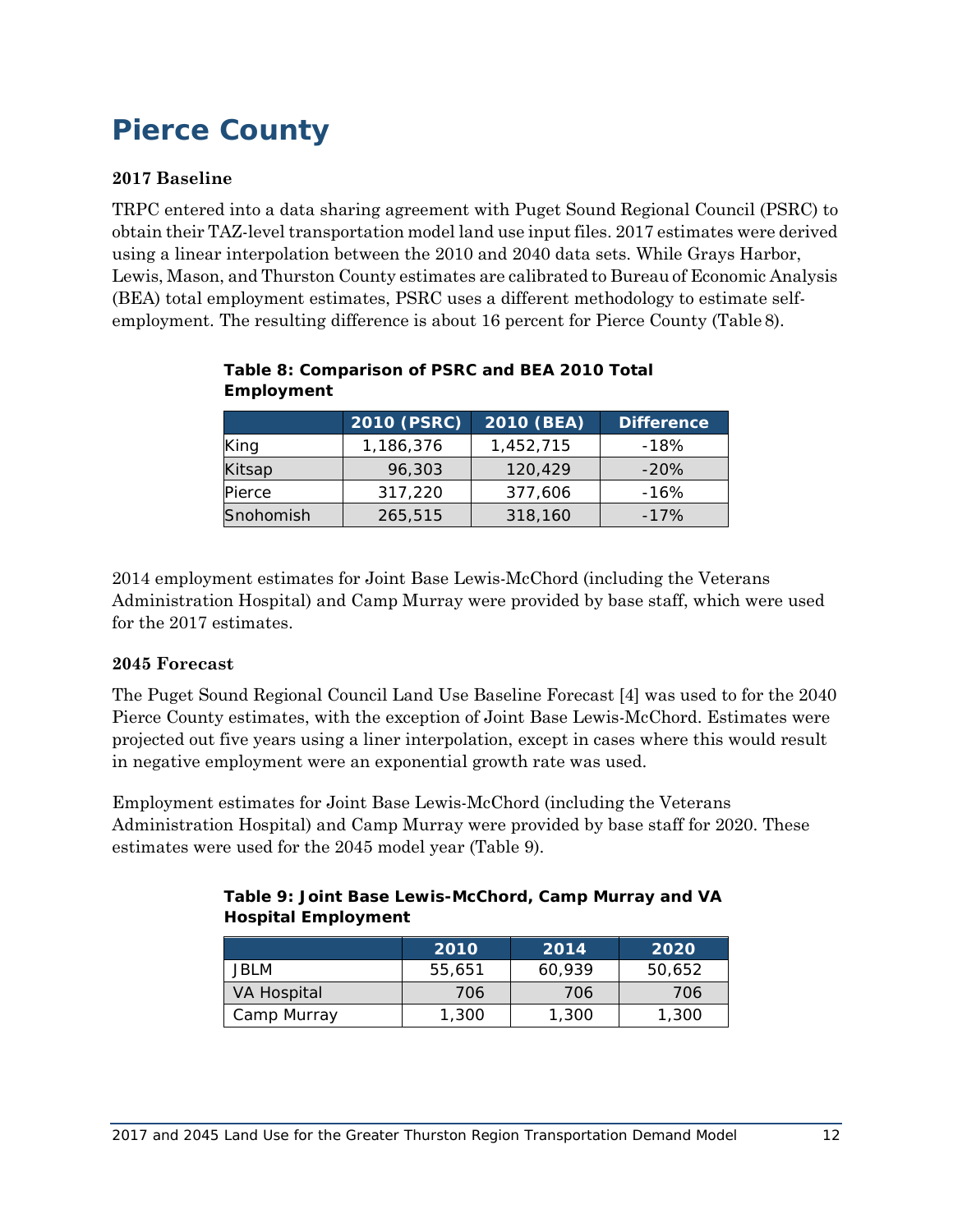# Pierce County

### 2017 Baseline

TRPC entered into a data sharing agreement with Puget Sound Regional Council (PSRC) to obtain their TAZ-level transportation model land use input files. 2017 estimates were derived using a linear interpolation between the 2010 and 2040 data sets. While Grays Harbor, Lewis, Mason, and Thurston County estimates are calibrated to Bureau of Economic Analysis (BEA) total employment estimates, PSRC uses a different methodology to estimate self-employment. The resulting difference is about 16 percent for Pierce County (Table 8).

**Table 8: Comparison of PSRC and BEA 2010 Total Employment**

| | 2010 (PSRC) | 2010 (BEA) | Difference |
|---|---|---|---|
| King | 1,186,376 | 1,452,715 | -18% |
| Kitsap | 96,303 | 120,429 | -20% |
| Pierce | 317,220 | 377,606 | -16% |
| Snohomish | 265,515 | 318,160 | -17% |

2014 employment estimates for Joint Base Lewis-McChord (including the Veterans Administration Hospital) and Camp Murray were provided by base staff, which were used for the 2017 estimates.

### 2045 Forecast

The Puget Sound Regional Council Land Use Baseline Forecast [4] was used to for the 2040 Pierce County estimates, with the exception of Joint Base Lewis-McChord. Estimates were projected out five years using a liner interpolation, except in cases where this would result in negative employment were an exponential growth rate was used.

Employment estimates for Joint Base Lewis-McChord (including the Veterans Administration Hospital) and Camp Murray were provided by base staff for 2020. These estimates were used for the 2045 model year (Table 9).

**Table 9: Joint Base Lewis-McChord, Camp Murray and VA Hospital Employment**

| | 2010 | 2014 | 2020 |
|---|---|---|---|
| JBLM | 55,651 | 60,939 | 50,652 |
| VA Hospital | 706 | 706 | 706 |
| Camp Murray | 1,300 | 1,300 | 1,300 |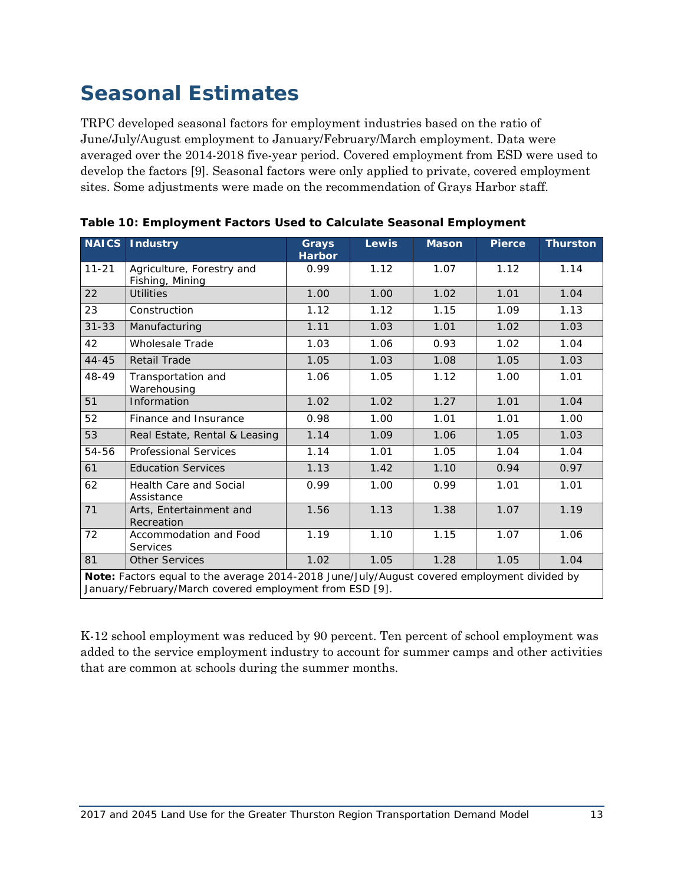# Seasonal Estimates

TRPC developed seasonal factors for employment industries based on the ratio of June/July/August employment to January/February/March employment. Data were averaged over the 2014-2018 five-year period. Covered employment from ESD were used to develop the factors [9]. Seasonal factors were only applied to private, covered employment sites. Some adjustments were made on the recommendation of Grays Harbor staff.

**Table 10: Employment Factors Used to Calculate Seasonal Employment**

| NAICS | Industry | Grays Harbor | Lewis | Mason | Pierce | Thurston |
|---|---|---|---|---|---|---|
| 11-21 | Agriculture, Forestry and Fishing, Mining | 0.99 | 1.12 | 1.07 | 1.12 | 1.14 |
| 22 | Utilities | 1.00 | 1.00 | 1.02 | 1.01 | 1.04 |
| 23 | Construction | 1.12 | 1.12 | 1.15 | 1.09 | 1.13 |
| 31-33 | Manufacturing | 1.11 | 1.03 | 1.01 | 1.02 | 1.03 |
| 42 | Wholesale Trade | 1.03 | 1.06 | 0.93 | 1.02 | 1.04 |
| 44-45 | Retail Trade | 1.05 | 1.03 | 1.08 | 1.05 | 1.03 |
| 48-49 | Transportation and Warehousing | 1.06 | 1.05 | 1.12 | 1.00 | 1.01 |
| 51 | Information | 1.02 | 1.02 | 1.27 | 1.01 | 1.04 |
| 52 | Finance and Insurance | 0.98 | 1.00 | 1.01 | 1.01 | 1.00 |
| 53 | Real Estate, Rental & Leasing | 1.14 | 1.09 | 1.06 | 1.05 | 1.03 |
| 54-56 | Professional Services | 1.14 | 1.01 | 1.05 | 1.04 | 1.04 |
| 61 | Education Services | 1.13 | 1.42 | 1.10 | 0.94 | 0.97 |
| 62 | Health Care and Social Assistance | 0.99 | 1.00 | 0.99 | 1.01 | 1.01 |
| 71 | Arts, Entertainment and Recreation | 1.56 | 1.13 | 1.38 | 1.07 | 1.19 |
| 72 | Accommodation and Food Services | 1.19 | 1.10 | 1.15 | 1.07 | 1.06 |
| 81 | Other Services | 1.02 | 1.05 | 1.28 | 1.05 | 1.04 |

**Note:** Factors equal to the average 2014-2018 June/July/August covered employment divided by January/February/March covered employment from ESD [9].

K-12 school employment was reduced by 90 percent. Ten percent of school employment was added to the service employment industry to account for summer camps and other activities that are common at schools during the summer months.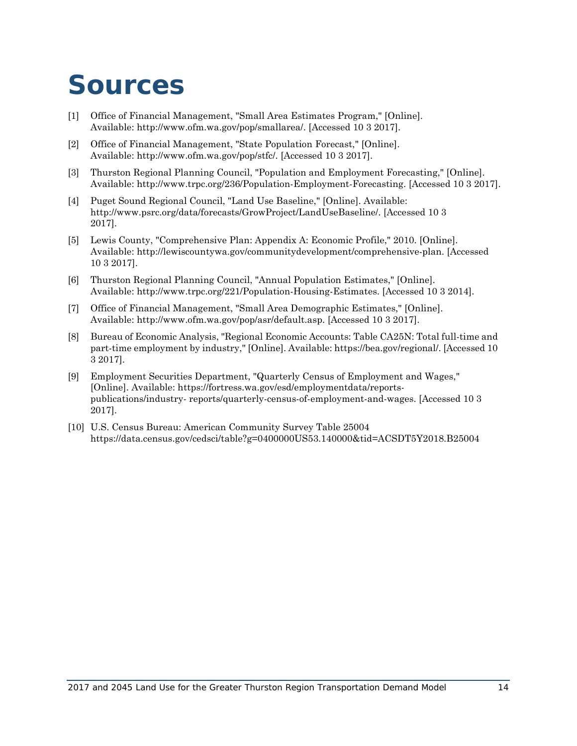# Sources

[1] Office of Financial Management, "Small Area Estimates Program," [Online]. Available: http://www.ofm.wa.gov/pop/smallarea/. [Accessed 10 3 2017].

[2] Office of Financial Management, "State Population Forecast," [Online]. Available: http://www.ofm.wa.gov/pop/stfc/. [Accessed 10 3 2017].

[3] Thurston Regional Planning Council, "Population and Employment Forecasting," [Online]. Available: http://www.trpc.org/236/Population-Employment-Forecasting. [Accessed 10 3 2017].

[4] Puget Sound Regional Council, "Land Use Baseline," [Online]. Available: http://www.psrc.org/data/forecasts/GrowProject/LandUseBaseline/. [Accessed 10 3 2017].

[5] Lewis County, "Comprehensive Plan: Appendix A: Economic Profile," 2010. [Online]. Available: http://lewiscountywa.gov/communitydevelopment/comprehensive-plan. [Accessed 10 3 2017].

[6] Thurston Regional Planning Council, "Annual Population Estimates," [Online]. Available: http://www.trpc.org/221/Population-Housing-Estimates. [Accessed 10 3 2014].

[7] Office of Financial Management, "Small Area Demographic Estimates," [Online]. Available: http://www.ofm.wa.gov/pop/asr/default.asp. [Accessed 10 3 2017].

[8] Bureau of Economic Analysis, "Regional Economic Accounts: Table CA25N: Total full-time and part-time employment by industry," [Online]. Available: https://bea.gov/regional/. [Accessed 10 3 2017].

[9] Employment Securities Department, "Quarterly Census of Employment and Wages," [Online]. Available: https://fortress.wa.gov/esd/employmentdata/reports-publications/industry- reports/quarterly-census-of-employment-and-wages. [Accessed 10 3 2017].

[10] U.S. Census Bureau: American Community Survey Table 25004 https://data.census.gov/cedsci/table?g=0400000US53.140000&tid=ACSDT5Y2018.B25004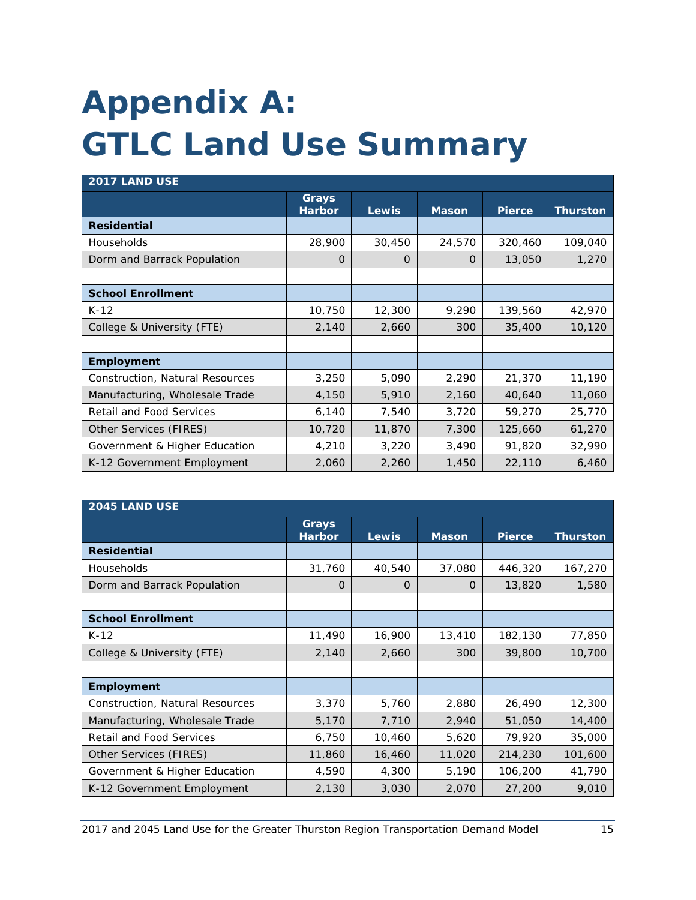# Appendix A: GTLC Land Use Summary

| 2017 LAND USE | | | | | |
|---|---|---|---|---|---|
| | Grays Harbor | Lewis | Mason | Pierce | Thurston |
| **Residential** | | | | | |
| Households | 28,900 | 30,450 | 24,570 | 320,460 | 109,040 |
| Dorm and Barrack Population | 0 | 0 | 0 | 13,050 | 1,270 |
| | | | | | |
| **School Enrollment** | | | | | |
| K-12 | 10,750 | 12,300 | 9,290 | 139,560 | 42,970 |
| College & University (FTE) | 2,140 | 2,660 | 300 | 35,400 | 10,120 |
| | | | | | |
| **Employment** | | | | | |
| Construction, Natural Resources | 3,250 | 5,090 | 2,290 | 21,370 | 11,190 |
| Manufacturing, Wholesale Trade | 4,150 | 5,910 | 2,160 | 40,640 | 11,060 |
| Retail and Food Services | 6,140 | 7,540 | 3,720 | 59,270 | 25,770 |
| Other Services (FIRES) | 10,720 | 11,870 | 7,300 | 125,660 | 61,270 |
| Government & Higher Education | 4,210 | 3,220 | 3,490 | 91,820 | 32,990 |
| K-12 Government Employment | 2,060 | 2,260 | 1,450 | 22,110 | 6,460 |

| 2045 LAND USE | | | | | |
|---|---|---|---|---|---|
| | Grays Harbor | Lewis | Mason | Pierce | Thurston |
| **Residential** | | | | | |
| Households | 31,760 | 40,540 | 37,080 | 446,320 | 167,270 |
| Dorm and Barrack Population | 0 | 0 | 0 | 13,820 | 1,580 |
| | | | | | |
| **School Enrollment** | | | | | |
| K-12 | 11,490 | 16,900 | 13,410 | 182,130 | 77,850 |
| College & University (FTE) | 2,140 | 2,660 | 300 | 39,800 | 10,700 |
| | | | | | |
| **Employment** | | | | | |
| Construction, Natural Resources | 3,370 | 5,760 | 2,880 | 26,490 | 12,300 |
| Manufacturing, Wholesale Trade | 5,170 | 7,710 | 2,940 | 51,050 | 14,400 |
| Retail and Food Services | 6,750 | 10,460 | 5,620 | 79,920 | 35,000 |
| Other Services (FIRES) | 11,860 | 16,460 | 11,020 | 214,230 | 101,600 |
| Government & Higher Education | 4,590 | 4,300 | 5,190 | 106,200 | 41,790 |
| K-12 Government Employment | 2,130 | 3,030 | 2,070 | 27,200 | 9,010 |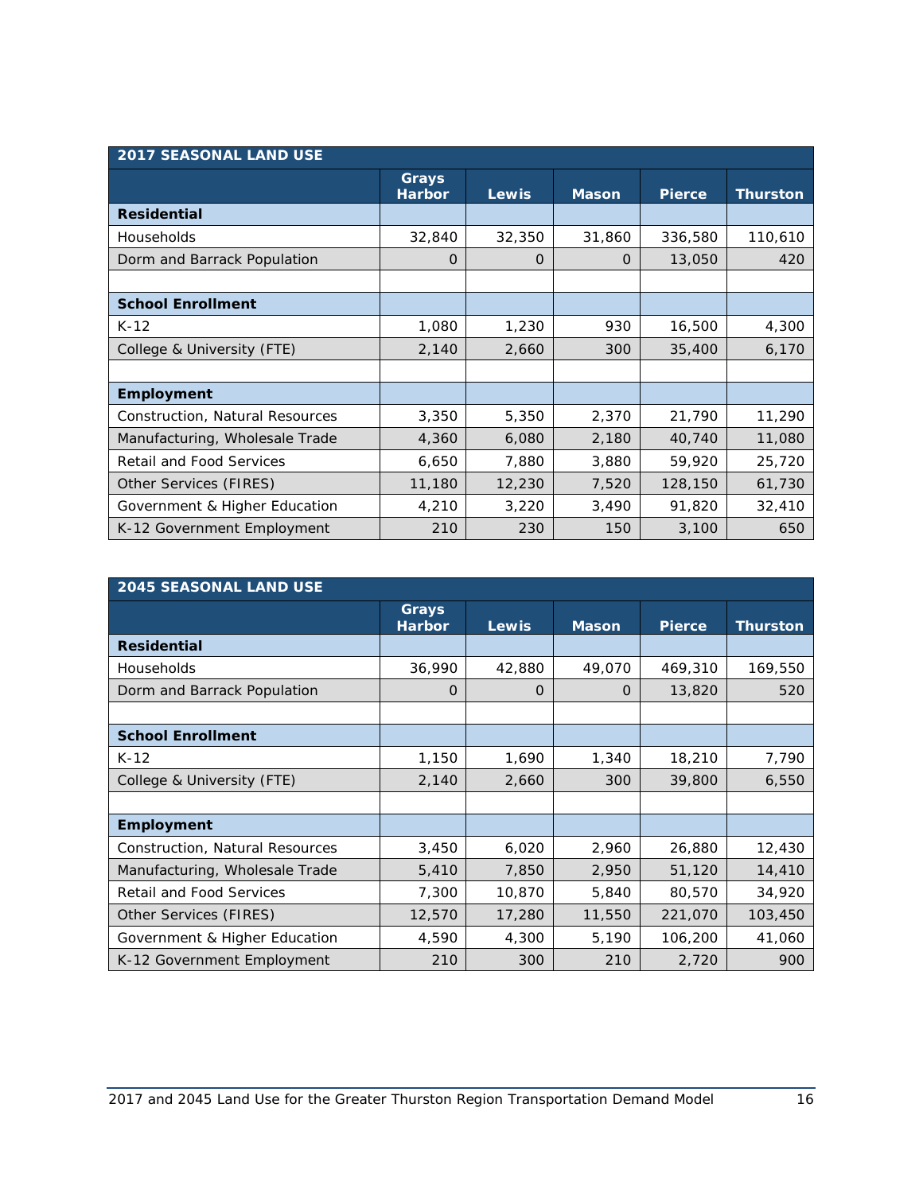| 2017 SEASONAL LAND USE | Grays Harbor | Lewis | Mason | Pierce | Thurston |
|---|---|---|---|---|---|
| **Residential** | | | | | |
| Households | 32,840 | 32,350 | 31,860 | 336,580 | 110,610 |
| Dorm and Barrack Population | 0 | 0 | 0 | 13,050 | 420 |
| | | | | | |
| **School Enrollment** | | | | | |
| K-12 | 1,080 | 1,230 | 930 | 16,500 | 4,300 |
| College & University (FTE) | 2,140 | 2,660 | 300 | 35,400 | 6,170 |
| | | | | | |
| **Employment** | | | | | |
| Construction, Natural Resources | 3,350 | 5,350 | 2,370 | 21,790 | 11,290 |
| Manufacturing, Wholesale Trade | 4,360 | 6,080 | 2,180 | 40,740 | 11,080 |
| Retail and Food Services | 6,650 | 7,880 | 3,880 | 59,920 | 25,720 |
| Other Services (FIRES) | 11,180 | 12,230 | 7,520 | 128,150 | 61,730 |
| Government & Higher Education | 4,210 | 3,220 | 3,490 | 91,820 | 32,410 |
| K-12 Government Employment | 210 | 230 | 150 | 3,100 | 650 |

| 2045 SEASONAL LAND USE | Grays Harbor | Lewis | Mason | Pierce | Thurston |
|---|---|---|---|---|---|
| **Residential** | | | | | |
| Households | 36,990 | 42,880 | 49,070 | 469,310 | 169,550 |
| Dorm and Barrack Population | 0 | 0 | 0 | 13,820 | 520 |
| | | | | | |
| **School Enrollment** | | | | | |
| K-12 | 1,150 | 1,690 | 1,340 | 18,210 | 7,790 |
| College & University (FTE) | 2,140 | 2,660 | 300 | 39,800 | 6,550 |
| | | | | | |
| **Employment** | | | | | |
| Construction, Natural Resources | 3,450 | 6,020 | 2,960 | 26,880 | 12,430 |
| Manufacturing, Wholesale Trade | 5,410 | 7,850 | 2,950 | 51,120 | 14,410 |
| Retail and Food Services | 7,300 | 10,870 | 5,840 | 80,570 | 34,920 |
| Other Services (FIRES) | 12,570 | 17,280 | 11,550 | 221,070 | 103,450 |
| Government & Higher Education | 4,590 | 4,300 | 5,190 | 106,200 | 41,060 |
| K-12 Government Employment | 210 | 300 | 210 | 2,720 | 900 |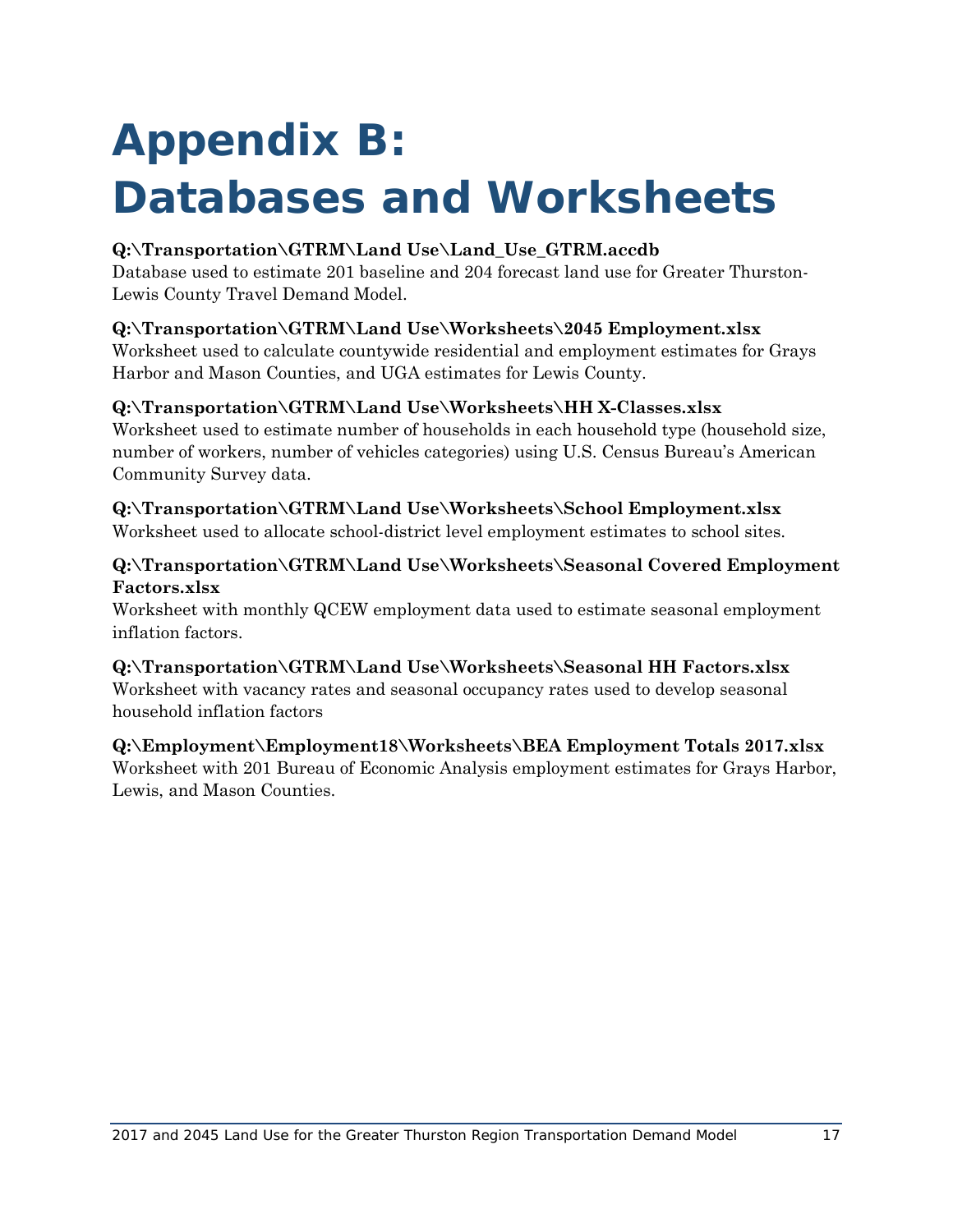# Appendix B: Databases and Worksheets

**Q:\Transportation\GTRM\Land Use\Land_Use_GTRM.accdb**
Database used to estimate 201 baseline and 204 forecast land use for Greater Thurston-Lewis County Travel Demand Model.

**Q:\Transportation\GTRM\Land Use\Worksheets\2045 Employment.xlsx**
Worksheet used to calculate countywide residential and employment estimates for Grays Harbor and Mason Counties, and UGA estimates for Lewis County.

**Q:\Transportation\GTRM\Land Use\Worksheets\HH X-Classes.xlsx**
Worksheet used to estimate number of households in each household type (household size, number of workers, number of vehicles categories) using U.S. Census Bureau's American Community Survey data.

**Q:\Transportation\GTRM\Land Use\Worksheets\School Employment.xlsx**
Worksheet used to allocate school-district level employment estimates to school sites.

**Q:\Transportation\GTRM\Land Use\Worksheets\Seasonal Covered Employment Factors.xlsx**
Worksheet with monthly QCEW employment data used to estimate seasonal employment inflation factors.

**Q:\Transportation\GTRM\Land Use\Worksheets\Seasonal HH Factors.xlsx**
Worksheet with vacancy rates and seasonal occupancy rates used to develop seasonal household inflation factors

**Q:\Employment\Employment18\Worksheets\BEA Employment Totals 2017.xlsx**
Worksheet with 201 Bureau of Economic Analysis employment estimates for Grays Harbor, Lewis, and Mason Counties.